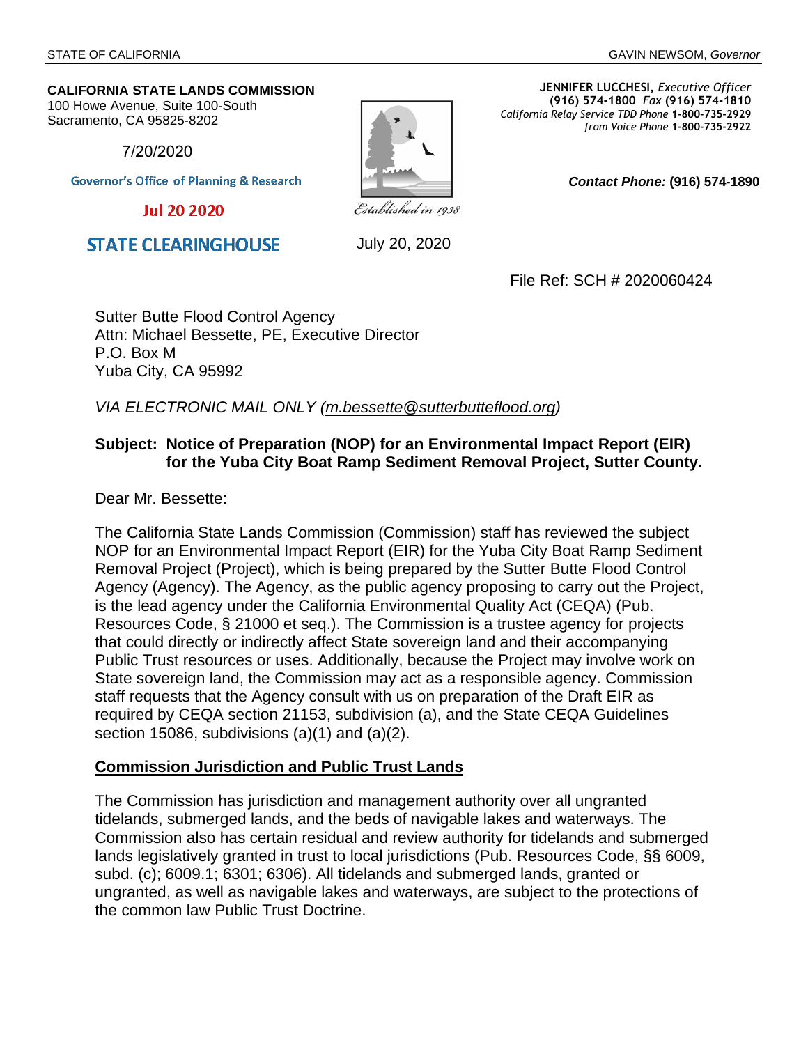STATE OF CALIFORNIA

GAVIN NEWSOM, *Governor*

**CALIFORNIA STATE LANDS COMMISSION**
100 Howe Avenue, Suite 100-South
Sacramento, CA 95825-8202

7/20/2020

Governor's Office of Planning & Research

Jul 20 2020

STATE CLEARINGHOUSE

*Established in 1938*

**JENNIFER LUCCHESI,** *Executive Officer*
**(916) 574-1800** *Fax* **(916) 574-1810**
*California Relay Service TDD Phone* **1-800-735-2929**
*from Voice Phone* **1-800-735-2922**

***Contact Phone:*** **(916) 574-1890**

July 20, 2020

File Ref: SCH # 2020060424

Sutter Butte Flood Control Agency
Attn: Michael Bessette, PE, Executive Director
P.O. Box M
Yuba City, CA 95992

*VIA ELECTRONIC MAIL ONLY (m.bessette@sutterbutteflood.org)*

**Subject: Notice of Preparation (NOP) for an Environmental Impact Report (EIR) for the Yuba City Boat Ramp Sediment Removal Project, Sutter County.**

Dear Mr. Bessette:

The California State Lands Commission (Commission) staff has reviewed the subject NOP for an Environmental Impact Report (EIR) for the Yuba City Boat Ramp Sediment Removal Project (Project), which is being prepared by the Sutter Butte Flood Control Agency (Agency). The Agency, as the public agency proposing to carry out the Project, is the lead agency under the California Environmental Quality Act (CEQA) (Pub. Resources Code, § 21000 et seq.). The Commission is a trustee agency for projects that could directly or indirectly affect State sovereign land and their accompanying Public Trust resources or uses. Additionally, because the Project may involve work on State sovereign land, the Commission may act as a responsible agency. Commission staff requests that the Agency consult with us on preparation of the Draft EIR as required by CEQA section 21153, subdivision (a), and the State CEQA Guidelines section 15086, subdivisions (a)(1) and (a)(2).

## Commission Jurisdiction and Public Trust Lands

The Commission has jurisdiction and management authority over all ungranted tidelands, submerged lands, and the beds of navigable lakes and waterways. The Commission also has certain residual and review authority for tidelands and submerged lands legislatively granted in trust to local jurisdictions (Pub. Resources Code, §§ 6009, subd. (c); 6009.1; 6301; 6306). All tidelands and submerged lands, granted or ungranted, as well as navigable lakes and waterways, are subject to the protections of the common law Public Trust Doctrine.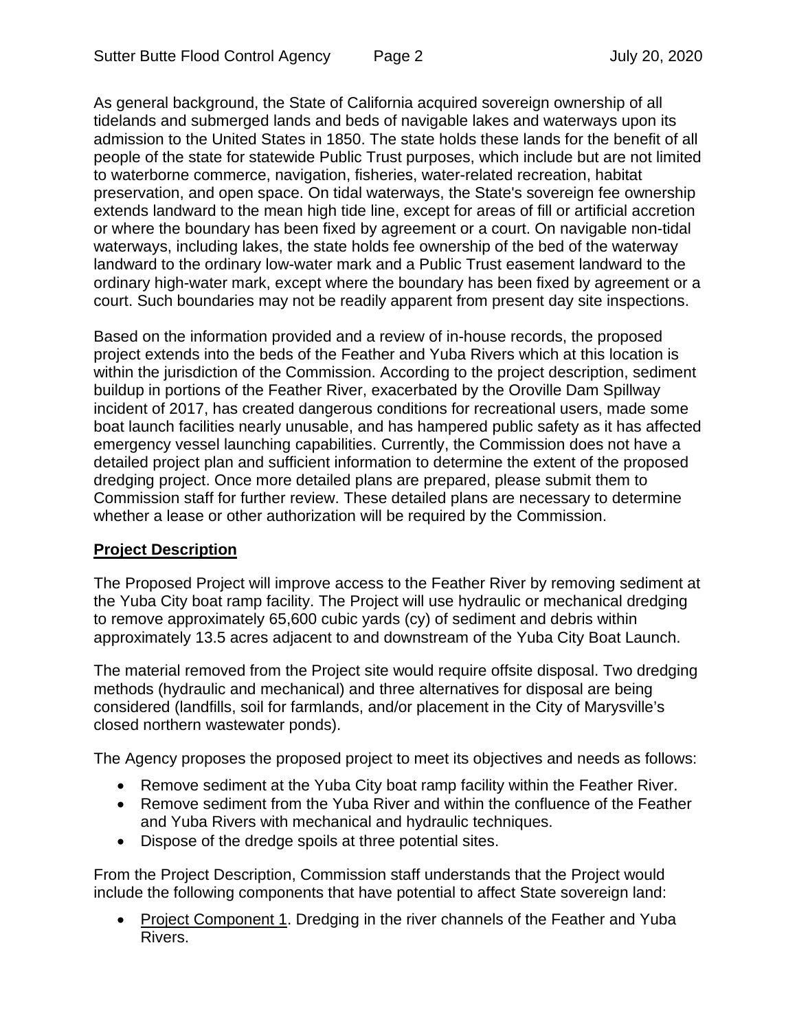As general background, the State of California acquired sovereign ownership of all tidelands and submerged lands and beds of navigable lakes and waterways upon its admission to the United States in 1850. The state holds these lands for the benefit of all people of the state for statewide Public Trust purposes, which include but are not limited to waterborne commerce, navigation, fisheries, water-related recreation, habitat preservation, and open space. On tidal waterways, the State's sovereign fee ownership extends landward to the mean high tide line, except for areas of fill or artificial accretion or where the boundary has been fixed by agreement or a court. On navigable non-tidal waterways, including lakes, the state holds fee ownership of the bed of the waterway landward to the ordinary low-water mark and a Public Trust easement landward to the ordinary high-water mark, except where the boundary has been fixed by agreement or a court. Such boundaries may not be readily apparent from present day site inspections.

Based on the information provided and a review of in-house records, the proposed project extends into the beds of the Feather and Yuba Rivers which at this location is within the jurisdiction of the Commission. According to the project description, sediment buildup in portions of the Feather River, exacerbated by the Oroville Dam Spillway incident of 2017, has created dangerous conditions for recreational users, made some boat launch facilities nearly unusable, and has hampered public safety as it has affected emergency vessel launching capabilities. Currently, the Commission does not have a detailed project plan and sufficient information to determine the extent of the proposed dredging project. Once more detailed plans are prepared, please submit them to Commission staff for further review. These detailed plans are necessary to determine whether a lease or other authorization will be required by the Commission.

## Project Description

The Proposed Project will improve access to the Feather River by removing sediment at the Yuba City boat ramp facility. The Project will use hydraulic or mechanical dredging to remove approximately 65,600 cubic yards (cy) of sediment and debris within approximately 13.5 acres adjacent to and downstream of the Yuba City Boat Launch.

The material removed from the Project site would require offsite disposal. Two dredging methods (hydraulic and mechanical) and three alternatives for disposal are being considered (landfills, soil for farmlands, and/or placement in the City of Marysville's closed northern wastewater ponds).

The Agency proposes the proposed project to meet its objectives and needs as follows:

- Remove sediment at the Yuba City boat ramp facility within the Feather River.
- Remove sediment from the Yuba River and within the confluence of the Feather and Yuba Rivers with mechanical and hydraulic techniques.
- Dispose of the dredge spoils at three potential sites.

From the Project Description, Commission staff understands that the Project would include the following components that have potential to affect State sovereign land:

- Project Component 1. Dredging in the river channels of the Feather and Yuba Rivers.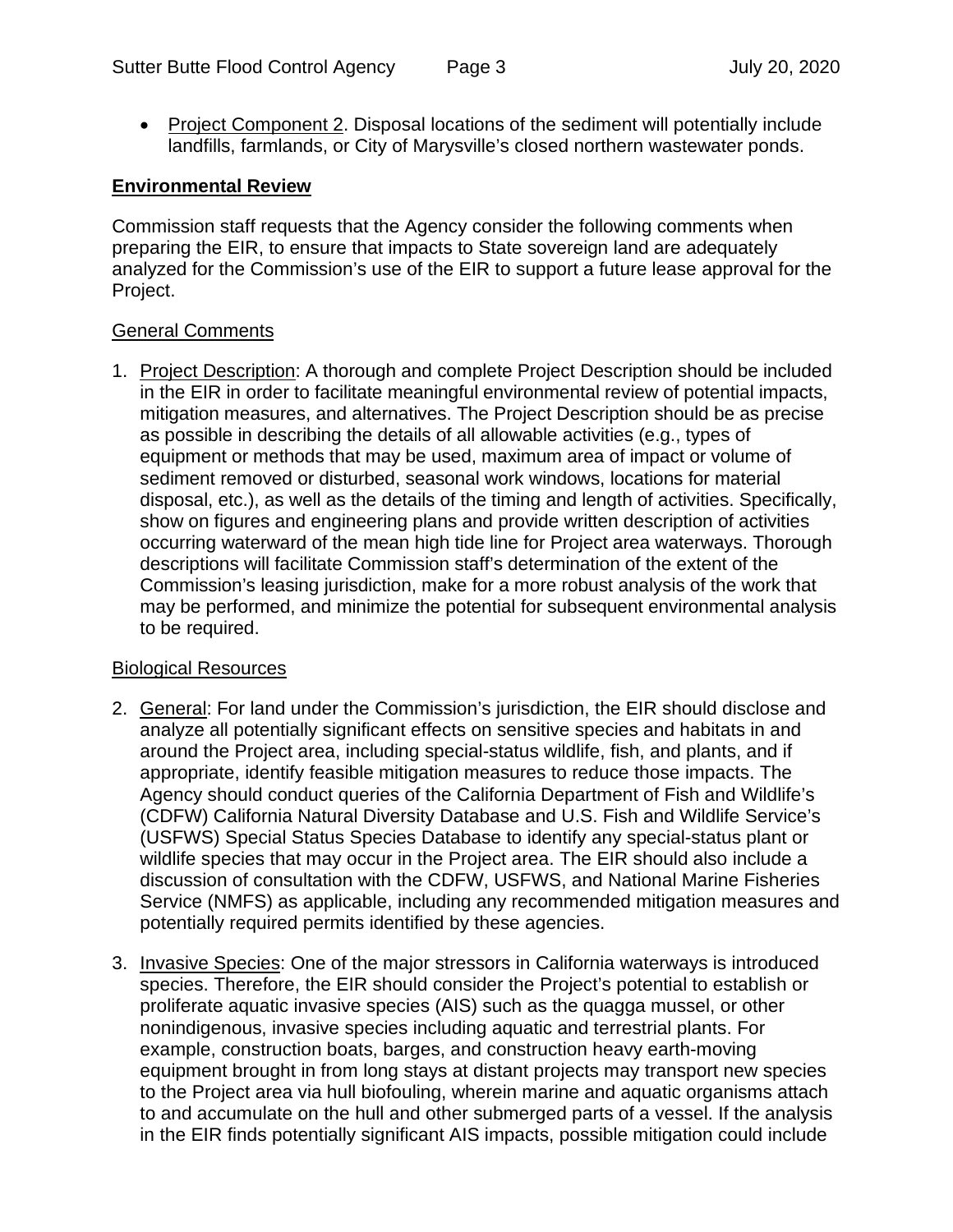- Project Component 2. Disposal locations of the sediment will potentially include landfills, farmlands, or City of Marysville's closed northern wastewater ponds.

## Environmental Review

Commission staff requests that the Agency consider the following comments when preparing the EIR, to ensure that impacts to State sovereign land are adequately analyzed for the Commission's use of the EIR to support a future lease approval for the Project.

### General Comments

1. Project Description: A thorough and complete Project Description should be included in the EIR in order to facilitate meaningful environmental review of potential impacts, mitigation measures, and alternatives. The Project Description should be as precise as possible in describing the details of all allowable activities (e.g., types of equipment or methods that may be used, maximum area of impact or volume of sediment removed or disturbed, seasonal work windows, locations for material disposal, etc.), as well as the details of the timing and length of activities. Specifically, show on figures and engineering plans and provide written description of activities occurring waterward of the mean high tide line for Project area waterways. Thorough descriptions will facilitate Commission staff's determination of the extent of the Commission's leasing jurisdiction, make for a more robust analysis of the work that may be performed, and minimize the potential for subsequent environmental analysis to be required.

### Biological Resources

2. General: For land under the Commission's jurisdiction, the EIR should disclose and analyze all potentially significant effects on sensitive species and habitats in and around the Project area, including special-status wildlife, fish, and plants, and if appropriate, identify feasible mitigation measures to reduce those impacts. The Agency should conduct queries of the California Department of Fish and Wildlife's (CDFW) California Natural Diversity Database and U.S. Fish and Wildlife Service's (USFWS) Special Status Species Database to identify any special-status plant or wildlife species that may occur in the Project area. The EIR should also include a discussion of consultation with the CDFW, USFWS, and National Marine Fisheries Service (NMFS) as applicable, including any recommended mitigation measures and potentially required permits identified by these agencies.

3. Invasive Species: One of the major stressors in California waterways is introduced species. Therefore, the EIR should consider the Project's potential to establish or proliferate aquatic invasive species (AIS) such as the quagga mussel, or other nonindigenous, invasive species including aquatic and terrestrial plants. For example, construction boats, barges, and construction heavy earth-moving equipment brought in from long stays at distant projects may transport new species to the Project area via hull biofouling, wherein marine and aquatic organisms attach to and accumulate on the hull and other submerged parts of a vessel. If the analysis in the EIR finds potentially significant AIS impacts, possible mitigation could include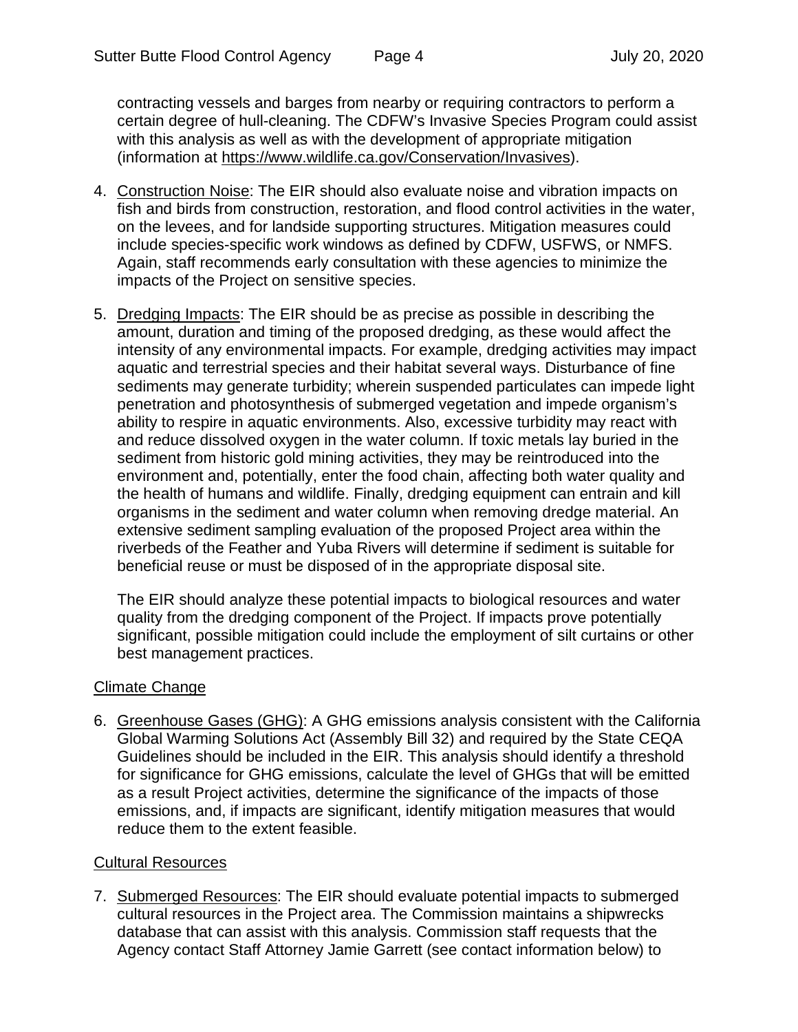contracting vessels and barges from nearby or requiring contractors to perform a certain degree of hull-cleaning. The CDFW's Invasive Species Program could assist with this analysis as well as with the development of appropriate mitigation (information at https://www.wildlife.ca.gov/Conservation/Invasives).

4. Construction Noise: The EIR should also evaluate noise and vibration impacts on fish and birds from construction, restoration, and flood control activities in the water, on the levees, and for landside supporting structures. Mitigation measures could include species-specific work windows as defined by CDFW, USFWS, or NMFS. Again, staff recommends early consultation with these agencies to minimize the impacts of the Project on sensitive species.

5. Dredging Impacts: The EIR should be as precise as possible in describing the amount, duration and timing of the proposed dredging, as these would affect the intensity of any environmental impacts. For example, dredging activities may impact aquatic and terrestrial species and their habitat several ways. Disturbance of fine sediments may generate turbidity; wherein suspended particulates can impede light penetration and photosynthesis of submerged vegetation and impede organism's ability to respire in aquatic environments. Also, excessive turbidity may react with and reduce dissolved oxygen in the water column. If toxic metals lay buried in the sediment from historic gold mining activities, they may be reintroduced into the environment and, potentially, enter the food chain, affecting both water quality and the health of humans and wildlife. Finally, dredging equipment can entrain and kill organisms in the sediment and water column when removing dredge material. An extensive sediment sampling evaluation of the proposed Project area within the riverbeds of the Feather and Yuba Rivers will determine if sediment is suitable for beneficial reuse or must be disposed of in the appropriate disposal site.

   The EIR should analyze these potential impacts to biological resources and water quality from the dredging component of the Project. If impacts prove potentially significant, possible mitigation could include the employment of silt curtains or other best management practices.

Climate Change

6. Greenhouse Gases (GHG): A GHG emissions analysis consistent with the California Global Warming Solutions Act (Assembly Bill 32) and required by the State CEQA Guidelines should be included in the EIR. This analysis should identify a threshold for significance for GHG emissions, calculate the level of GHGs that will be emitted as a result Project activities, determine the significance of the impacts of those emissions, and, if impacts are significant, identify mitigation measures that would reduce them to the extent feasible.

Cultural Resources

7. Submerged Resources: The EIR should evaluate potential impacts to submerged cultural resources in the Project area. The Commission maintains a shipwrecks database that can assist with this analysis. Commission staff requests that the Agency contact Staff Attorney Jamie Garrett (see contact information below) to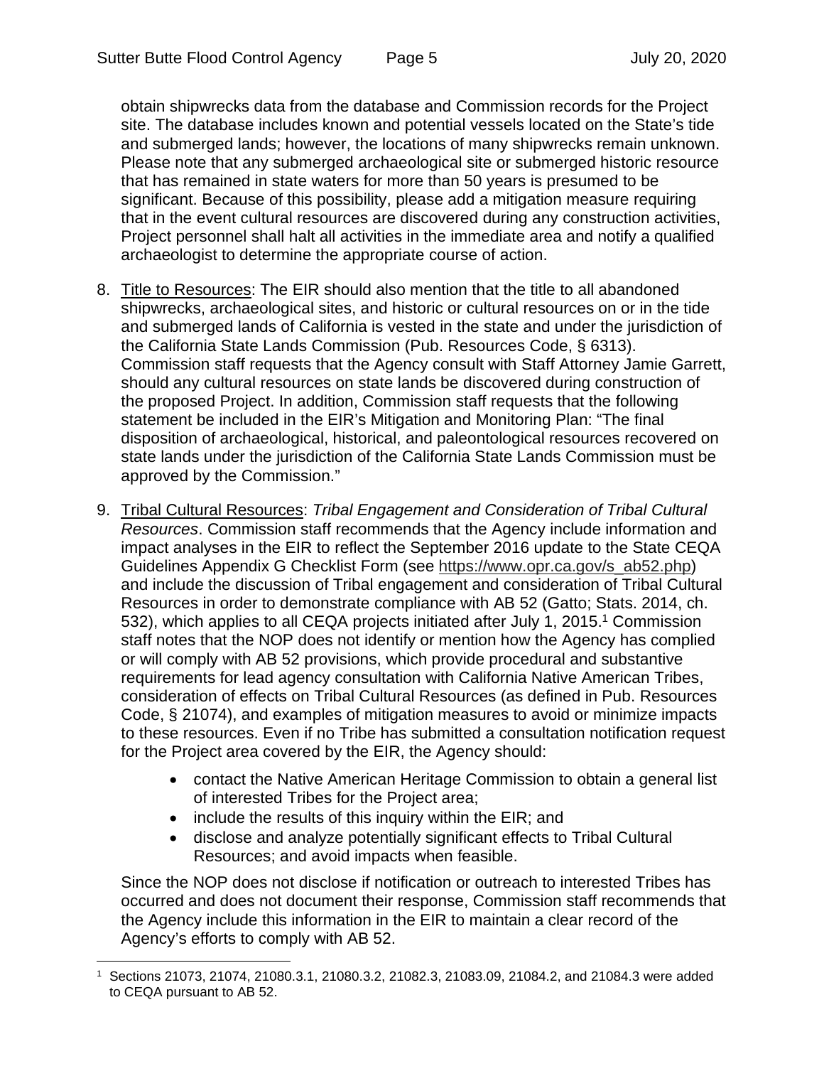obtain shipwrecks data from the database and Commission records for the Project site. The database includes known and potential vessels located on the State's tide and submerged lands; however, the locations of many shipwrecks remain unknown. Please note that any submerged archaeological site or submerged historic resource that has remained in state waters for more than 50 years is presumed to be significant. Because of this possibility, please add a mitigation measure requiring that in the event cultural resources are discovered during any construction activities, Project personnel shall halt all activities in the immediate area and notify a qualified archaeologist to determine the appropriate course of action.

8. Title to Resources: The EIR should also mention that the title to all abandoned shipwrecks, archaeological sites, and historic or cultural resources on or in the tide and submerged lands of California is vested in the state and under the jurisdiction of the California State Lands Commission (Pub. Resources Code, § 6313). Commission staff requests that the Agency consult with Staff Attorney Jamie Garrett, should any cultural resources on state lands be discovered during construction of the proposed Project. In addition, Commission staff requests that the following statement be included in the EIR's Mitigation and Monitoring Plan: "The final disposition of archaeological, historical, and paleontological resources recovered on state lands under the jurisdiction of the California State Lands Commission must be approved by the Commission."

9. Tribal Cultural Resources: *Tribal Engagement and Consideration of Tribal Cultural Resources*. Commission staff recommends that the Agency include information and impact analyses in the EIR to reflect the September 2016 update to the State CEQA Guidelines Appendix G Checklist Form (see https://www.opr.ca.gov/s_ab52.php) and include the discussion of Tribal engagement and consideration of Tribal Cultural Resources in order to demonstrate compliance with AB 52 (Gatto; Stats. 2014, ch. 532), which applies to all CEQA projects initiated after July 1, 2015.[1] Commission staff notes that the NOP does not identify or mention how the Agency has complied or will comply with AB 52 provisions, which provide procedural and substantive requirements for lead agency consultation with California Native American Tribes, consideration of effects on Tribal Cultural Resources (as defined in Pub. Resources Code, § 21074), and examples of mitigation measures to avoid or minimize impacts to these resources. Even if no Tribe has submitted a consultation notification request for the Project area covered by the EIR, the Agency should:

   - contact the Native American Heritage Commission to obtain a general list of interested Tribes for the Project area;
   - include the results of this inquiry within the EIR; and
   - disclose and analyze potentially significant effects to Tribal Cultural Resources; and avoid impacts when feasible.

   Since the NOP does not disclose if notification or outreach to interested Tribes has occurred and does not document their response, Commission staff recommends that the Agency include this information in the EIR to maintain a clear record of the Agency's efforts to comply with AB 52.

[1] Sections 21073, 21074, 21080.3.1, 21080.3.2, 21082.3, 21083.09, 21084.2, and 21084.3 were added to CEQA pursuant to AB 52.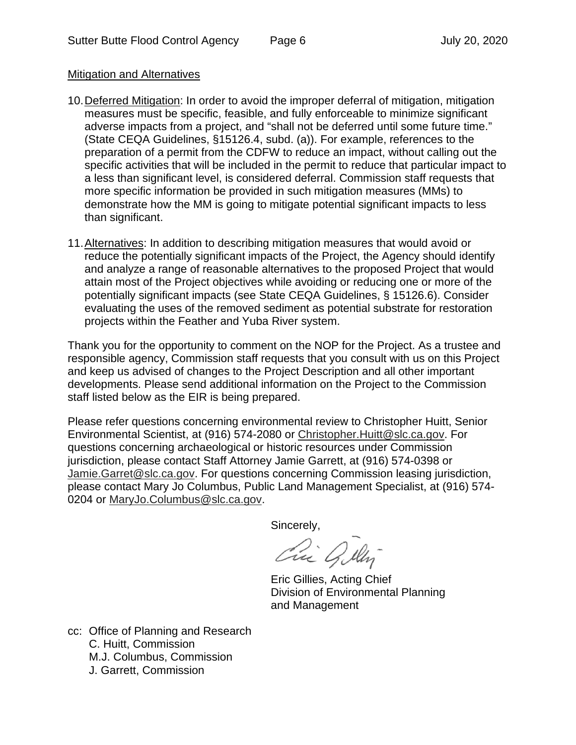Mitigation and Alternatives

10. Deferred Mitigation: In order to avoid the improper deferral of mitigation, mitigation measures must be specific, feasible, and fully enforceable to minimize significant adverse impacts from a project, and "shall not be deferred until some future time." (State CEQA Guidelines, §15126.4, subd. (a)). For example, references to the preparation of a permit from the CDFW to reduce an impact, without calling out the specific activities that will be included in the permit to reduce that particular impact to a less than significant level, is considered deferral. Commission staff requests that more specific information be provided in such mitigation measures (MMs) to demonstrate how the MM is going to mitigate potential significant impacts to less than significant.

11. Alternatives: In addition to describing mitigation measures that would avoid or reduce the potentially significant impacts of the Project, the Agency should identify and analyze a range of reasonable alternatives to the proposed Project that would attain most of the Project objectives while avoiding or reducing one or more of the potentially significant impacts (see State CEQA Guidelines, § 15126.6). Consider evaluating the uses of the removed sediment as potential substrate for restoration projects within the Feather and Yuba River system.

Thank you for the opportunity to comment on the NOP for the Project. As a trustee and responsible agency, Commission staff requests that you consult with us on this Project and keep us advised of changes to the Project Description and all other important developments. Please send additional information on the Project to the Commission staff listed below as the EIR is being prepared.

Please refer questions concerning environmental review to Christopher Huitt, Senior Environmental Scientist, at (916) 574-2080 or Christopher.Huitt@slc.ca.gov. For questions concerning archaeological or historic resources under Commission jurisdiction, please contact Staff Attorney Jamie Garrett, at (916) 574-0398 or Jamie.Garret@slc.ca.gov. For questions concerning Commission leasing jurisdiction, please contact Mary Jo Columbus, Public Land Management Specialist, at (916) 574-0204 or MaryJo.Columbus@slc.ca.gov.

Sincerely,

Eric Gillies, Acting Chief
Division of Environmental Planning
and Management

cc: Office of Planning and Research
C. Huitt, Commission
M.J. Columbus, Commission
J. Garrett, Commission